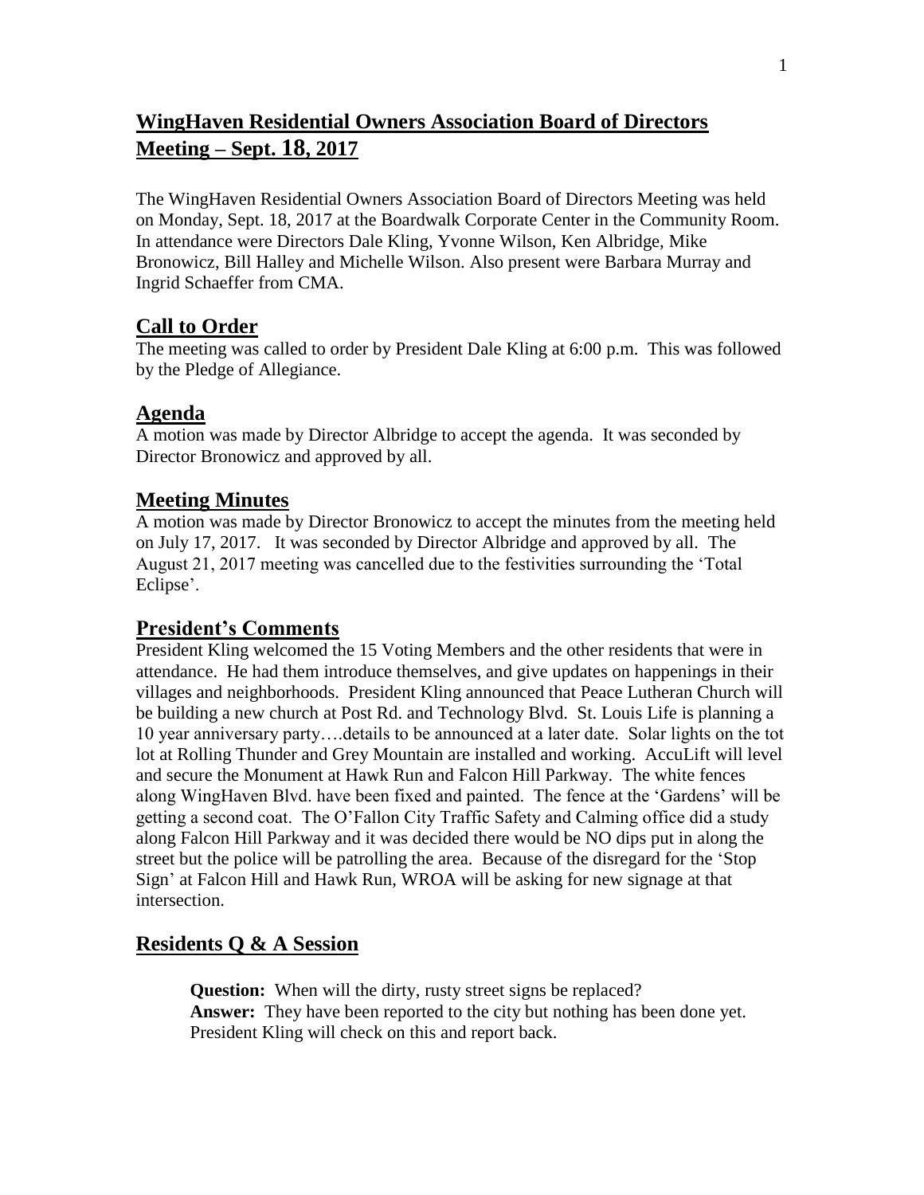# WingHaven Residential Owners Association Board of Directors Meeting – Sept. 18, 2017

The WingHaven Residential Owners Association Board of Directors Meeting was held on Monday, Sept. 18, 2017 at the Boardwalk Corporate Center in the Community Room. In attendance were Directors Dale Kling, Yvonne Wilson, Ken Albridge, Mike Bronowicz, Bill Halley and Michelle Wilson. Also present were Barbara Murray and Ingrid Schaeffer from CMA.

## Call to Order

The meeting was called to order by President Dale Kling at 6:00 p.m. This was followed by the Pledge of Allegiance.

## Agenda

A motion was made by Director Albridge to accept the agenda. It was seconded by Director Bronowicz and approved by all.

## Meeting Minutes

A motion was made by Director Bronowicz to accept the minutes from the meeting held on July 17, 2017. It was seconded by Director Albridge and approved by all. The August 21, 2017 meeting was cancelled due to the festivities surrounding the 'Total Eclipse'.

## President's Comments

President Kling welcomed the 15 Voting Members and the other residents that were in attendance. He had them introduce themselves, and give updates on happenings in their villages and neighborhoods. President Kling announced that Peace Lutheran Church will be building a new church at Post Rd. and Technology Blvd. St. Louis Life is planning a 10 year anniversary party….details to be announced at a later date. Solar lights on the tot lot at Rolling Thunder and Grey Mountain are installed and working. AccuLift will level and secure the Monument at Hawk Run and Falcon Hill Parkway. The white fences along WingHaven Blvd. have been fixed and painted. The fence at the 'Gardens' will be getting a second coat. The O'Fallon City Traffic Safety and Calming office did a study along Falcon Hill Parkway and it was decided there would be NO dips put in along the street but the police will be patrolling the area. Because of the disregard for the 'Stop Sign' at Falcon Hill and Hawk Run, WROA will be asking for new signage at that intersection.

## Residents Q & A Session

**Question:** When will the dirty, rusty street signs be replaced?
**Answer:** They have been reported to the city but nothing has been done yet. President Kling will check on this and report back.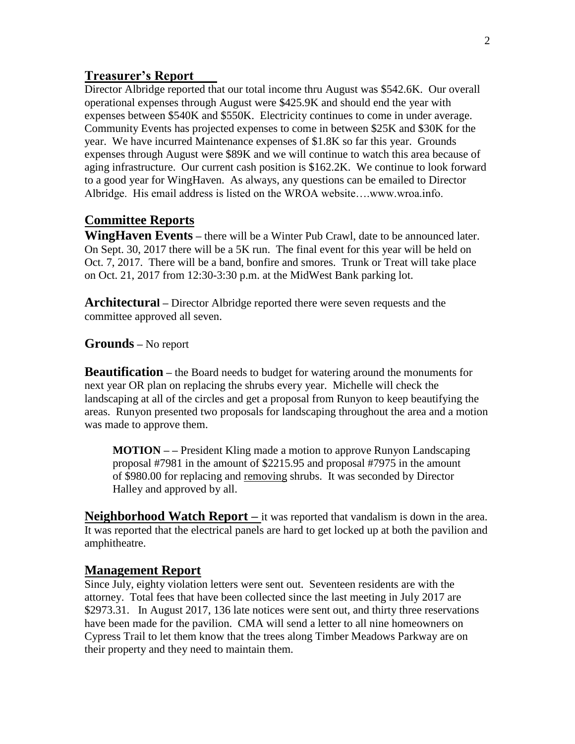## Treasurer's Report

Director Albridge reported that our total income thru August was $542.6K. Our overall operational expenses through August were $425.9K and should end the year with expenses between $540K and $550K. Electricity continues to come in under average. Community Events has projected expenses to come in between $25K and $30K for the year. We have incurred Maintenance expenses of $1.8K so far this year. Grounds expenses through August were $89K and we will continue to watch this area because of aging infrastructure. Our current cash position is $162.2K. We continue to look forward to a good year for WingHaven. As always, any questions can be emailed to Director Albridge. His email address is listed on the WROA website….www.wroa.info.

## Committee Reports

**WingHaven Events** – there will be a Winter Pub Crawl, date to be announced later. On Sept. 30, 2017 there will be a 5K run. The final event for this year will be held on Oct. 7, 2017. There will be a band, bonfire and smores. Trunk or Treat will take place on Oct. 21, 2017 from 12:30-3:30 p.m. at the MidWest Bank parking lot.

**Architectural** – Director Albridge reported there were seven requests and the committee approved all seven.

**Grounds** – No report

**Beautification** – the Board needs to budget for watering around the monuments for next year OR plan on replacing the shrubs every year. Michelle will check the landscaping at all of the circles and get a proposal from Runyon to keep beautifying the areas. Runyon presented two proposals for landscaping throughout the area and a motion was made to approve them.

> **MOTION – –** President Kling made a motion to approve Runyon Landscaping proposal #7981 in the amount of $2215.95 and proposal #7975 in the amount of $980.00 for replacing and <u>removing</u> shrubs. It was seconded by Director Halley and approved by all.

**Neighborhood Watch Report –** it was reported that vandalism is down in the area. It was reported that the electrical panels are hard to get locked up at both the pavilion and amphitheatre.

## Management Report

Since July, eighty violation letters were sent out. Seventeen residents are with the attorney. Total fees that have been collected since the last meeting in July 2017 are $2973.31. In August 2017, 136 late notices were sent out, and thirty three reservations have been made for the pavilion. CMA will send a letter to all nine homeowners on Cypress Trail to let them know that the trees along Timber Meadows Parkway are on their property and they need to maintain them.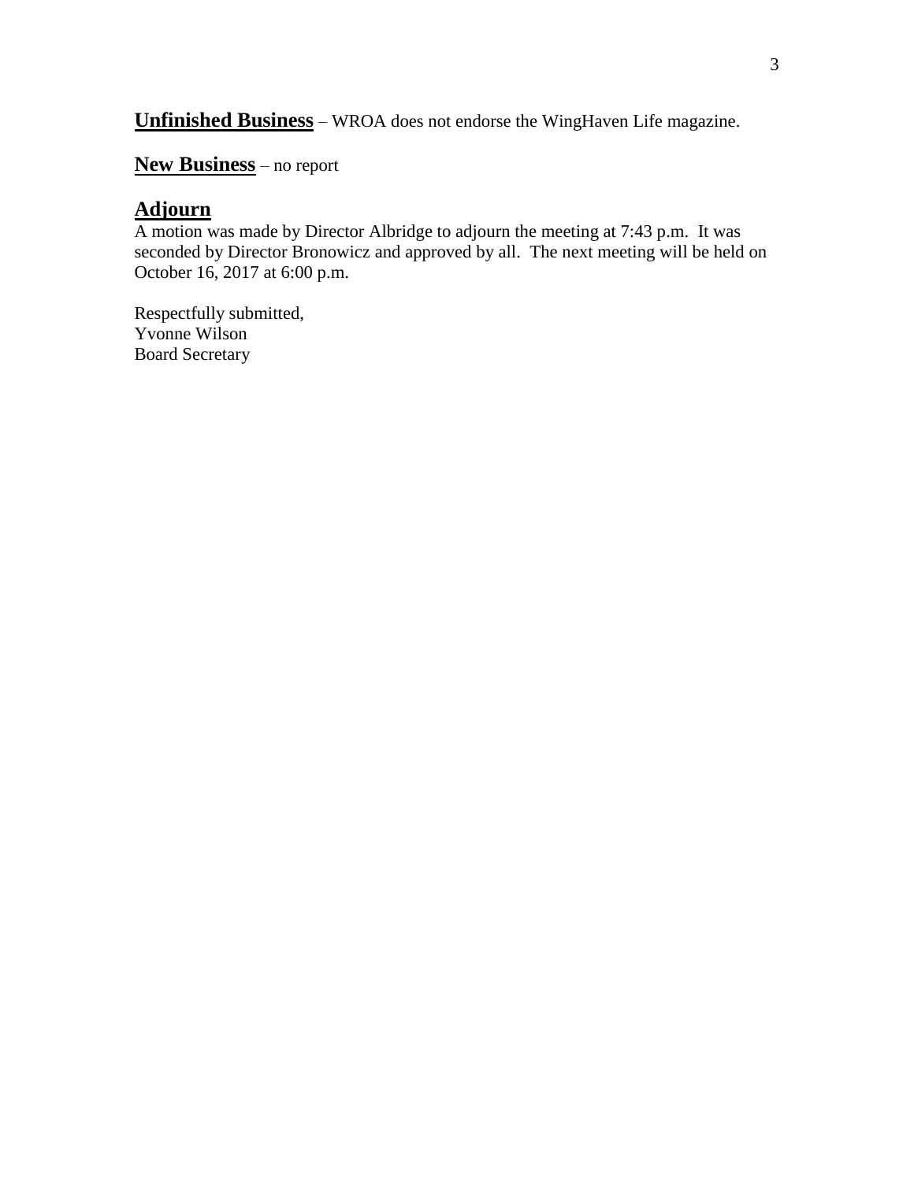**Unfinished Business** – WROA does not endorse the WingHaven Life magazine.

**New Business** – no report

## Adjourn

A motion was made by Director Albridge to adjourn the meeting at 7:43 p.m. It was seconded by Director Bronowicz and approved by all. The next meeting will be held on October 16, 2017 at 6:00 p.m.

Respectfully submitted,
Yvonne Wilson
Board Secretary